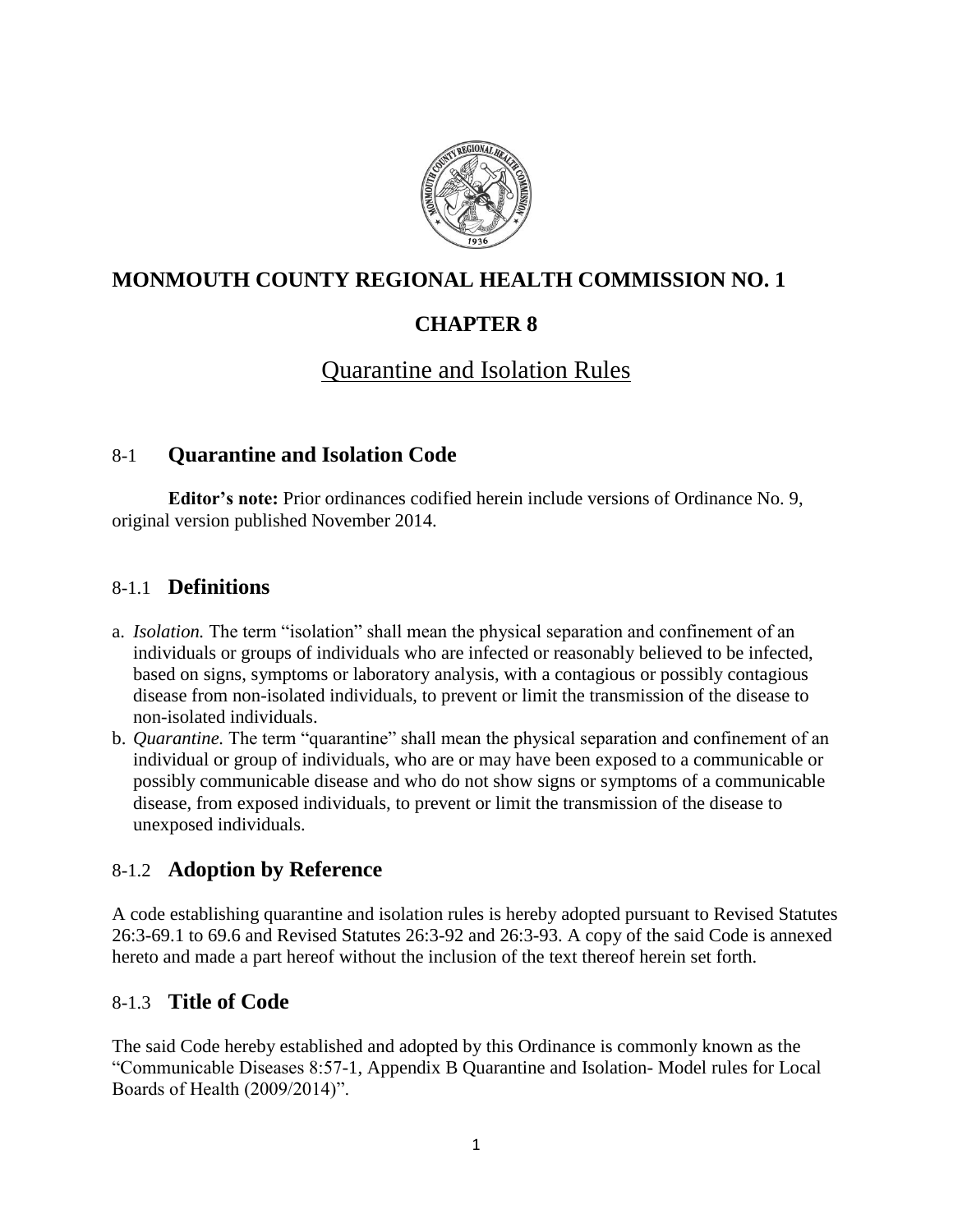# MONMOUTH COUNTY REGIONAL HEALTH COMMISSION NO. 1

# CHAPTER 8

## Quarantine and Isolation Rules

## 8-1 Quarantine and Isolation Code

**Editor's note:** Prior ordinances codified herein include versions of Ordinance No. 9, original version published November 2014.

### 8-1.1 Definitions

a. *Isolation.* The term "isolation" shall mean the physical separation and confinement of an individuals or groups of individuals who are infected or reasonably believed to be infected, based on signs, symptoms or laboratory analysis, with a contagious or possibly contagious disease from non-isolated individuals, to prevent or limit the transmission of the disease to non-isolated individuals.

b. *Quarantine.* The term "quarantine" shall mean the physical separation and confinement of an individual or group of individuals, who are or may have been exposed to a communicable or possibly communicable disease and who do not show signs or symptoms of a communicable disease, from exposed individuals, to prevent or limit the transmission of the disease to unexposed individuals.

### 8-1.2 Adoption by Reference

A code establishing quarantine and isolation rules is hereby adopted pursuant to Revised Statutes 26:3-69.1 to 69.6 and Revised Statutes 26:3-92 and 26:3-93. A copy of the said Code is annexed hereto and made a part hereof without the inclusion of the text thereof herein set forth.

### 8-1.3 Title of Code

The said Code hereby established and adopted by this Ordinance is commonly known as the "Communicable Diseases 8:57-1, Appendix B Quarantine and Isolation- Model rules for Local Boards of Health (2009/2014)".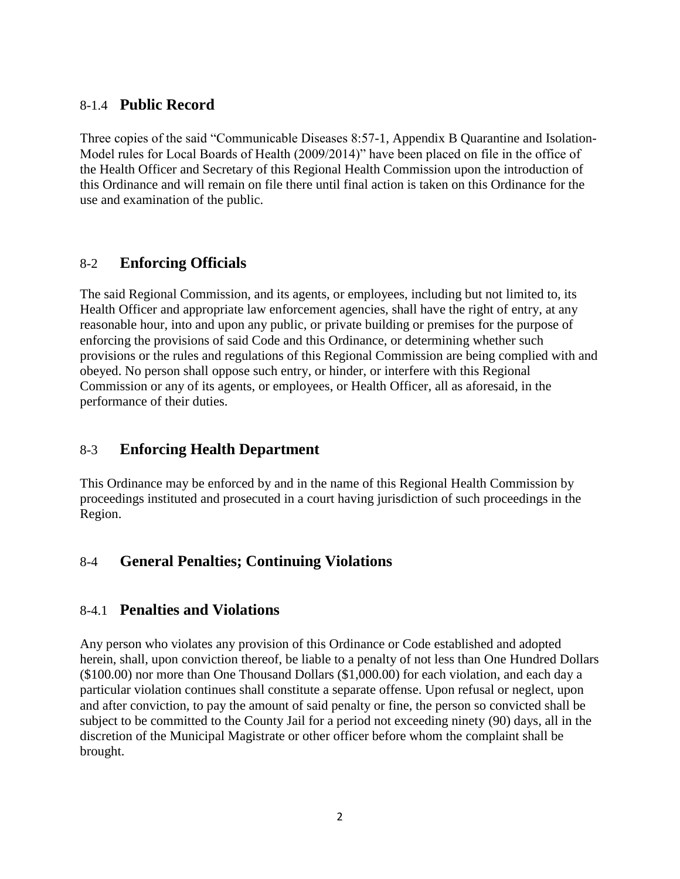## 8-1.4 **Public Record**

Three copies of the said "Communicable Diseases 8:57-1, Appendix B Quarantine and Isolation-Model rules for Local Boards of Health (2009/2014)" have been placed on file in the office of the Health Officer and Secretary of this Regional Health Commission upon the introduction of this Ordinance and will remain on file there until final action is taken on this Ordinance for the use and examination of the public.

## 8-2 **Enforcing Officials**

The said Regional Commission, and its agents, or employees, including but not limited to, its Health Officer and appropriate law enforcement agencies, shall have the right of entry, at any reasonable hour, into and upon any public, or private building or premises for the purpose of enforcing the provisions of said Code and this Ordinance, or determining whether such provisions or the rules and regulations of this Regional Commission are being complied with and obeyed. No person shall oppose such entry, or hinder, or interfere with this Regional Commission or any of its agents, or employees, or Health Officer, all as aforesaid, in the performance of their duties.

## 8-3 **Enforcing Health Department**

This Ordinance may be enforced by and in the name of this Regional Health Commission by proceedings instituted and prosecuted in a court having jurisdiction of such proceedings in the Region.

## 8-4 **General Penalties; Continuing Violations**

## 8-4.1 **Penalties and Violations**

Any person who violates any provision of this Ordinance or Code established and adopted herein, shall, upon conviction thereof, be liable to a penalty of not less than One Hundred Dollars ($100.00) nor more than One Thousand Dollars ($1,000.00) for each violation, and each day a particular violation continues shall constitute a separate offense. Upon refusal or neglect, upon and after conviction, to pay the amount of said penalty or fine, the person so convicted shall be subject to be committed to the County Jail for a period not exceeding ninety (90) days, all in the discretion of the Municipal Magistrate or other officer before whom the complaint shall be brought.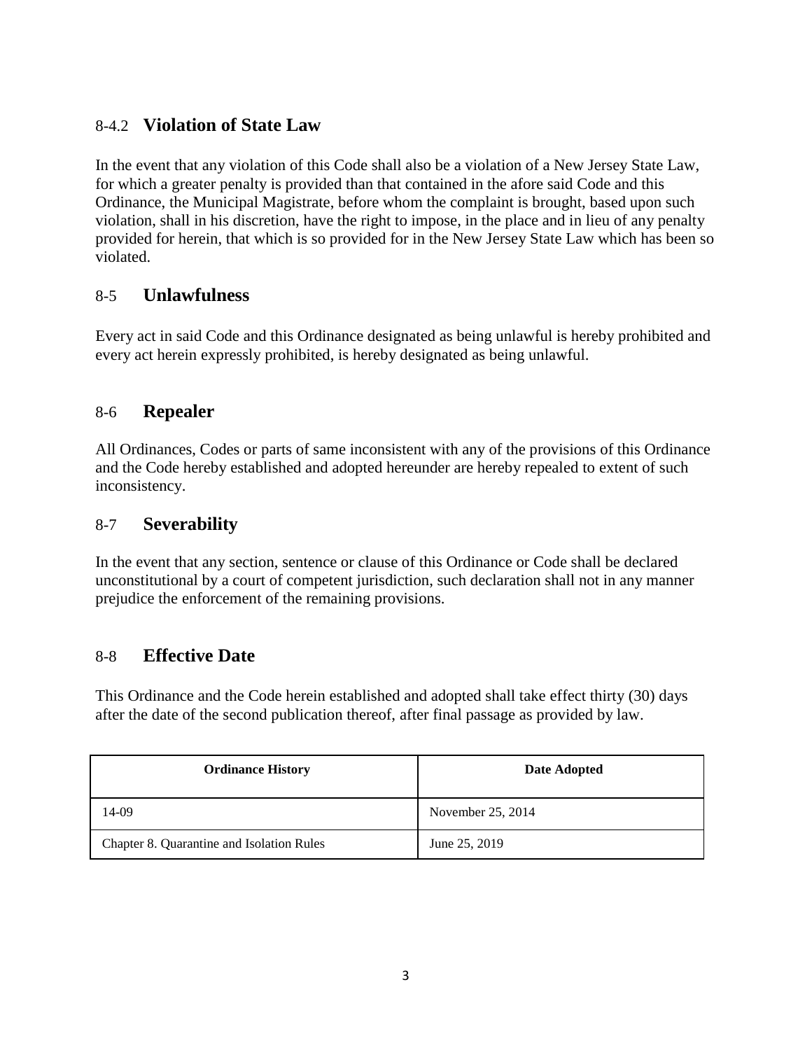### 8-4.2 **Violation of State Law**

In the event that any violation of this Code shall also be a violation of a New Jersey State Law, for which a greater penalty is provided than that contained in the afore said Code and this Ordinance, the Municipal Magistrate, before whom the complaint is brought, based upon such violation, shall in his discretion, have the right to impose, in the place and in lieu of any penalty provided for herein, that which is so provided for in the New Jersey State Law which has been so violated.

## 8-5 **Unlawfulness**

Every act in said Code and this Ordinance designated as being unlawful is hereby prohibited and every act herein expressly prohibited, is hereby designated as being unlawful.

## 8-6 **Repealer**

All Ordinances, Codes or parts of same inconsistent with any of the provisions of this Ordinance and the Code hereby established and adopted hereunder are hereby repealed to extent of such inconsistency.

## 8-7 **Severability**

In the event that any section, sentence or clause of this Ordinance or Code shall be declared unconstitutional by a court of competent jurisdiction, such declaration shall not in any manner prejudice the enforcement of the remaining provisions.

## 8-8 **Effective Date**

This Ordinance and the Code herein established and adopted shall take effect thirty (30) days after the date of the second publication thereof, after final passage as provided by law.

| Ordinance History | Date Adopted |
|---|---|
| 14-09 | November 25, 2014 |
| Chapter 8. Quarantine and Isolation Rules | June 25, 2019 |